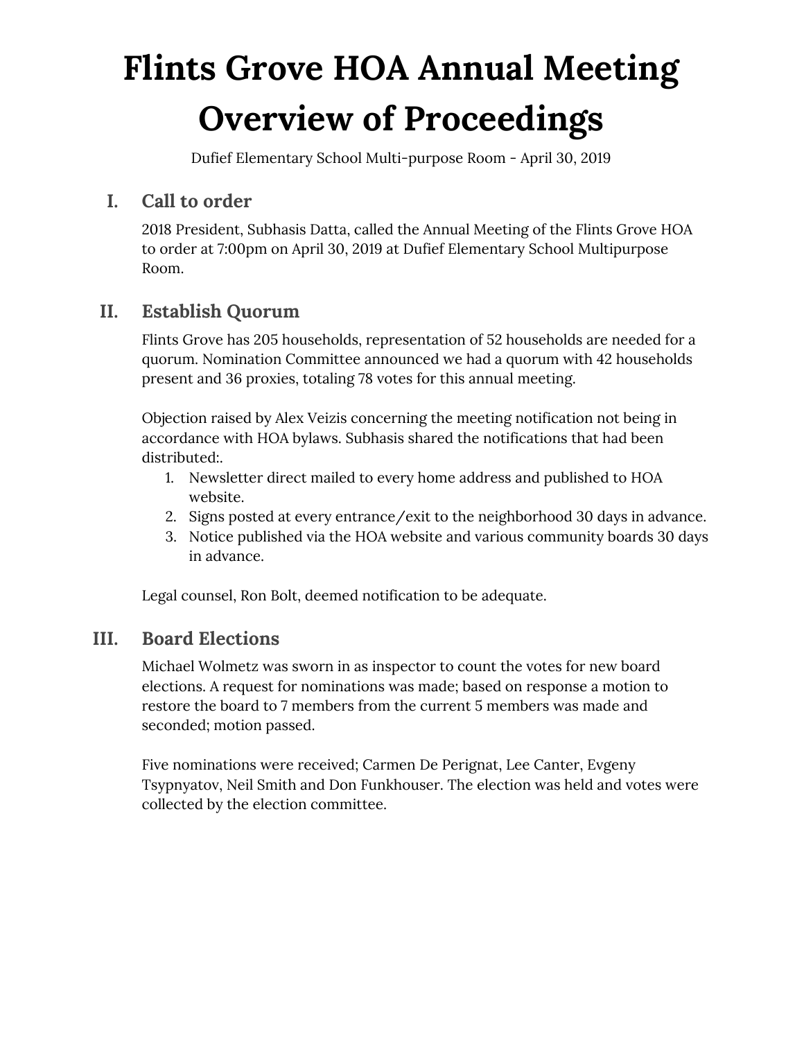# Flints Grove HOA Annual Meeting Overview of Proceedings

Dufief Elementary School Multi-purpose Room - April 30, 2019

## I. Call to order

2018 President, Subhasis Datta, called the Annual Meeting of the Flints Grove HOA to order at 7:00pm on April 30, 2019 at Dufief Elementary School Multipurpose Room.

## II. Establish Quorum

Flints Grove has 205 households, representation of 52 households are needed for a quorum. Nomination Committee announced we had a quorum with 42 households present and 36 proxies, totaling 78 votes for this annual meeting.

Objection raised by Alex Veizis concerning the meeting notification not being in accordance with HOA bylaws. Subhasis shared the notifications that had been distributed:.

1. Newsletter direct mailed to every home address and published to HOA website.
2. Signs posted at every entrance/exit to the neighborhood 30 days in advance.
3. Notice published via the HOA website and various community boards 30 days in advance.

Legal counsel, Ron Bolt, deemed notification to be adequate.

## III. Board Elections

Michael Wolmetz was sworn in as inspector to count the votes for new board elections. A request for nominations was made; based on response a motion to restore the board to 7 members from the current 5 members was made and seconded; motion passed.

Five nominations were received; Carmen De Perignat, Lee Canter, Evgeny Tsypnyatov, Neil Smith and Don Funkhouser. The election was held and votes were collected by the election committee.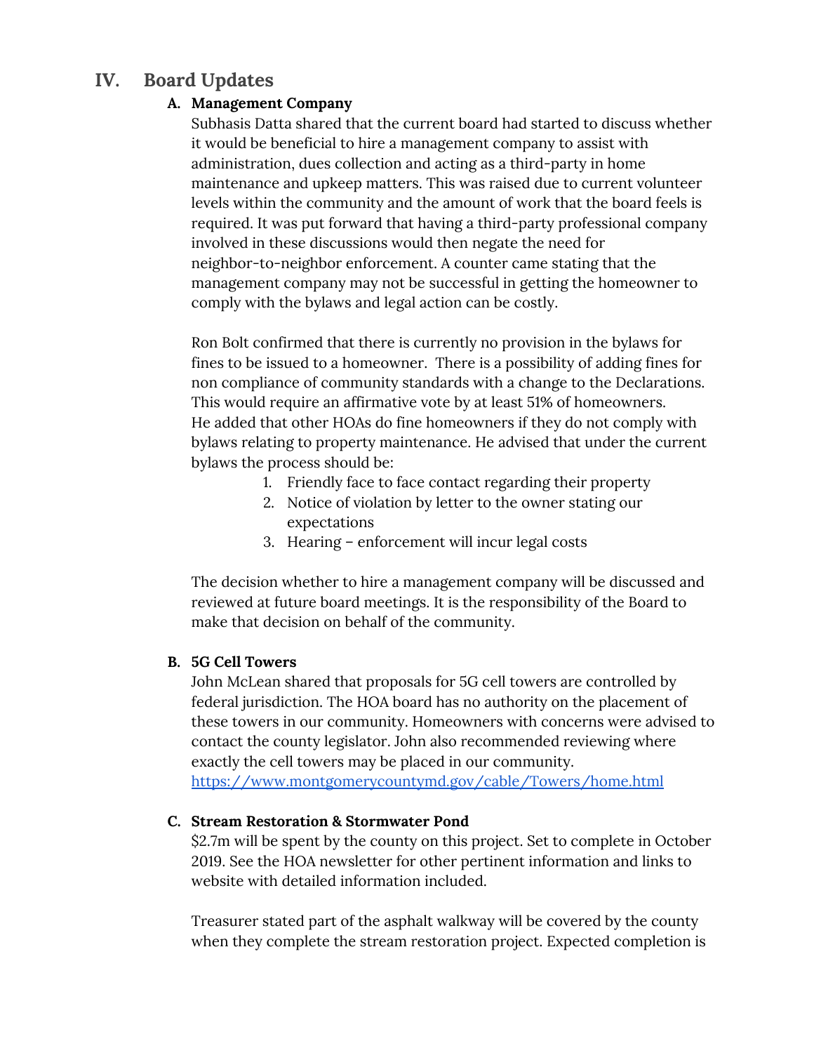## IV. Board Updates

### A. Management Company

Subhasis Datta shared that the current board had started to discuss whether it would be beneficial to hire a management company to assist with administration, dues collection and acting as a third-party in home maintenance and upkeep matters. This was raised due to current volunteer levels within the community and the amount of work that the board feels is required. It was put forward that having a third-party professional company involved in these discussions would then negate the need for neighbor-to-neighbor enforcement. A counter came stating that the management company may not be successful in getting the homeowner to comply with the bylaws and legal action can be costly.

Ron Bolt confirmed that there is currently no provision in the bylaws for fines to be issued to a homeowner.  There is a possibility of adding fines for non compliance of community standards with a change to the Declarations. This would require an affirmative vote by at least 51% of homeowners. He added that other HOAs do fine homeowners if they do not comply with bylaws relating to property maintenance. He advised that under the current bylaws the process should be:

1. Friendly face to face contact regarding their property
2. Notice of violation by letter to the owner stating our expectations
3. Hearing – enforcement will incur legal costs

The decision whether to hire a management company will be discussed and reviewed at future board meetings. It is the responsibility of the Board to make that decision on behalf of the community.

### B. 5G Cell Towers

John McLean shared that proposals for 5G cell towers are controlled by federal jurisdiction. The HOA board has no authority on the placement of these towers in our community. Homeowners with concerns were advised to contact the county legislator. John also recommended reviewing where exactly the cell towers may be placed in our community.
https://www.montgomerycountymd.gov/cable/Towers/home.html

### C. Stream Restoration & Stormwater Pond

$2.7m will be spent by the county on this project. Set to complete in October 2019. See the HOA newsletter for other pertinent information and links to website with detailed information included.

Treasurer stated part of the asphalt walkway will be covered by the county when they complete the stream restoration project. Expected completion is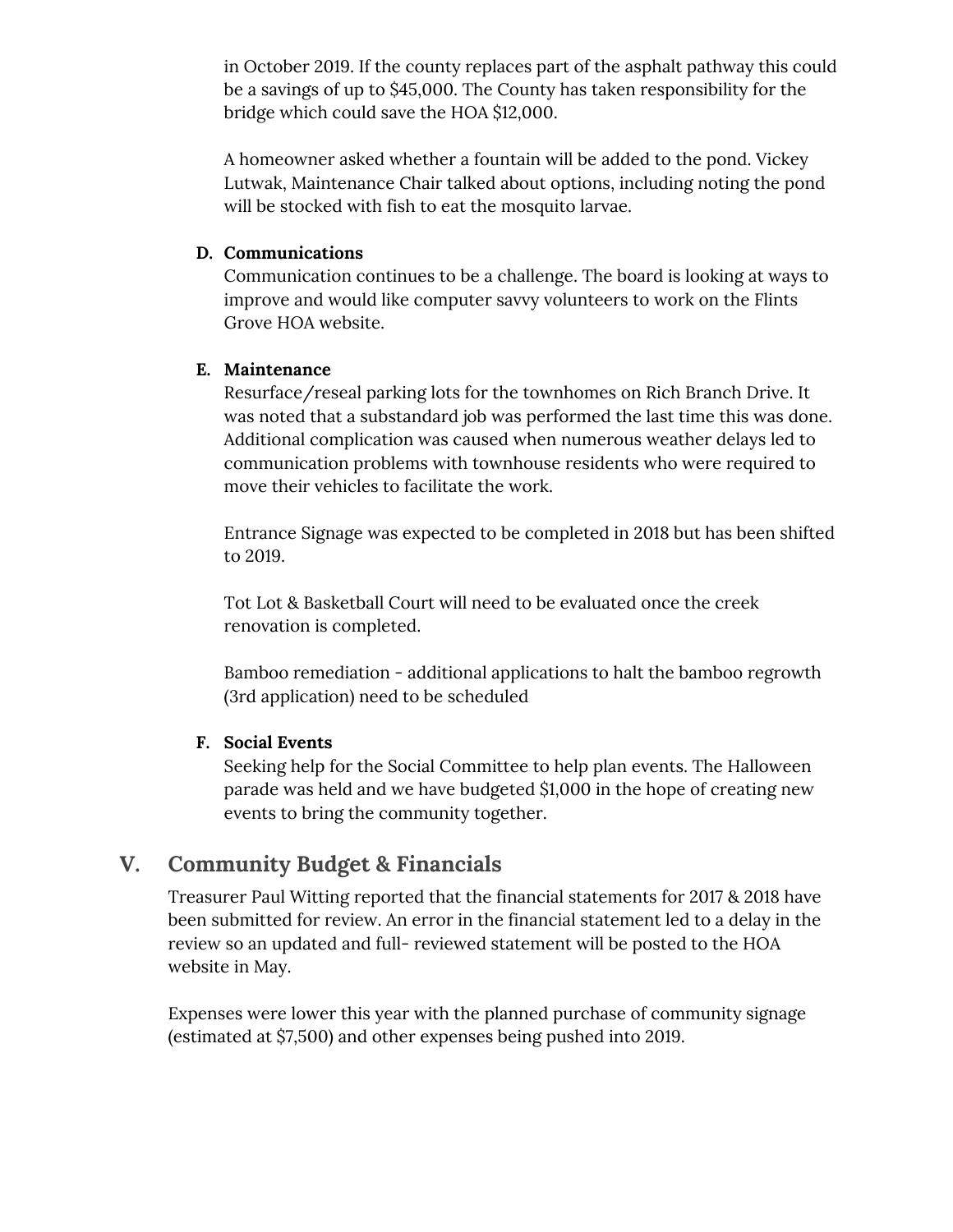in October 2019. If the county replaces part of the asphalt pathway this could be a savings of up to $45,000. The County has taken responsibility for the bridge which could save the HOA $12,000.

A homeowner asked whether a fountain will be added to the pond. Vickey Lutwak, Maintenance Chair talked about options, including noting the pond will be stocked with fish to eat the mosquito larvae.

**D. Communications**

Communication continues to be a challenge. The board is looking at ways to improve and would like computer savvy volunteers to work on the Flints Grove HOA website.

**E. Maintenance**

Resurface/reseal parking lots for the townhomes on Rich Branch Drive. It was noted that a substandard job was performed the last time this was done. Additional complication was caused when numerous weather delays led to communication problems with townhouse residents who were required to move their vehicles to facilitate the work.

Entrance Signage was expected to be completed in 2018 but has been shifted to 2019.

Tot Lot & Basketball Court will need to be evaluated once the creek renovation is completed.

Bamboo remediation - additional applications to halt the bamboo regrowth (3rd application) need to be scheduled

**F. Social Events**

Seeking help for the Social Committee to help plan events. The Halloween parade was held and we have budgeted $1,000 in the hope of creating new events to bring the community together.

## V. Community Budget & Financials

Treasurer Paul Witting reported that the financial statements for 2017 & 2018 have been submitted for review. An error in the financial statement led to a delay in the review so an updated and full- reviewed statement will be posted to the HOA website in May.

Expenses were lower this year with the planned purchase of community signage (estimated at $7,500) and other expenses being pushed into 2019.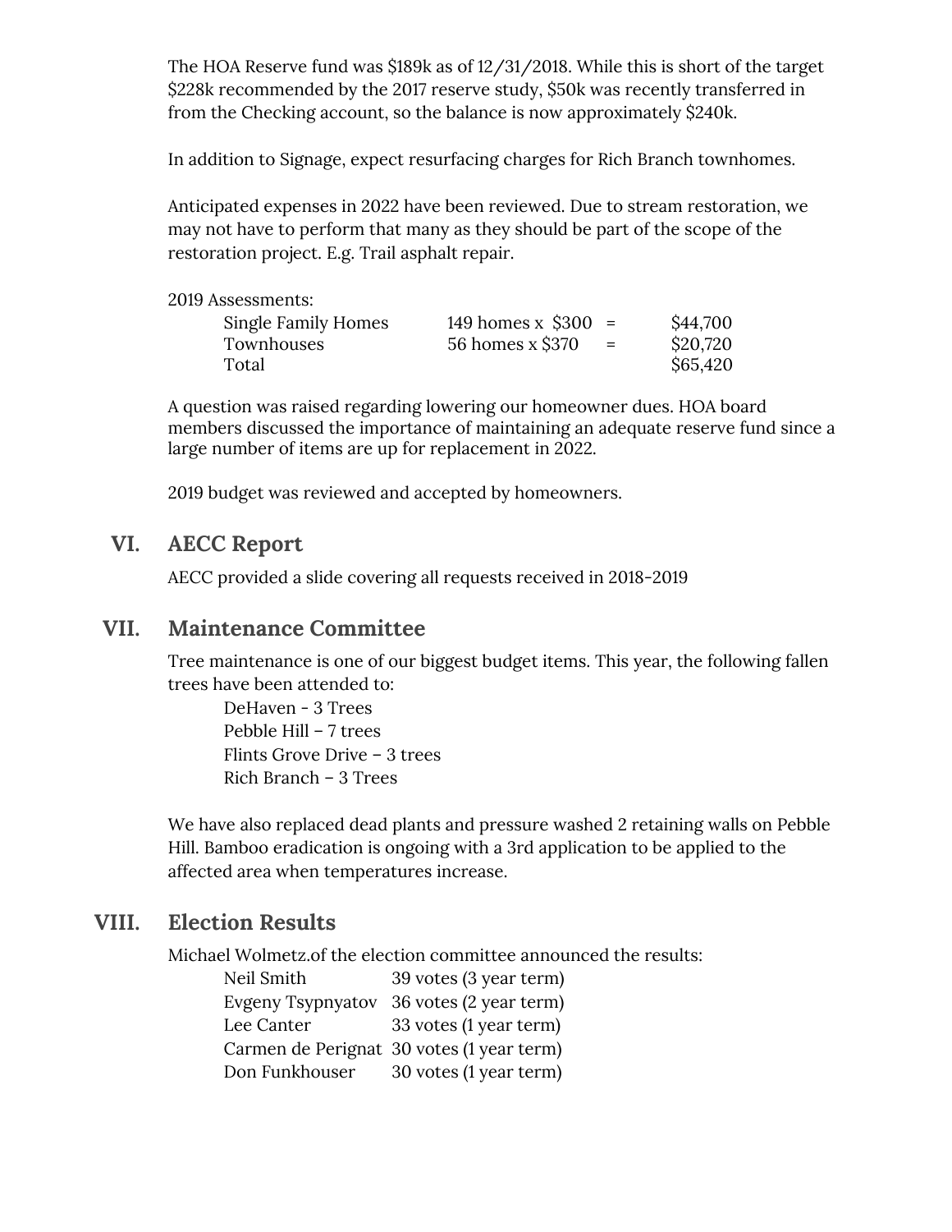The HOA Reserve fund was $189k as of 12/31/2018. While this is short of the target $228k recommended by the 2017 reserve study, $50k was recently transferred in from the Checking account, so the balance is now approximately $240k.

In addition to Signage, expect resurfacing charges for Rich Branch townhomes.

Anticipated expenses in 2022 have been reviewed. Due to stream restoration, we may not have to perform that many as they should be part of the scope of the restoration project. E.g. Trail asphalt repair.

2019 Assessments:

| | | | |
|---|---|---|---|
| Single Family Homes | 149 homes x $300 | = | $44,700 |
| Townhouses | 56 homes x $370 | = | $20,720 |
| Total | | | $65,420 |

A question was raised regarding lowering our homeowner dues. HOA board members discussed the importance of maintaining an adequate reserve fund since a large number of items are up for replacement in 2022.

2019 budget was reviewed and accepted by homeowners.

## VI. AECC Report

AECC provided a slide covering all requests received in 2018-2019

## VII. Maintenance Committee

Tree maintenance is one of our biggest budget items. This year, the following fallen trees have been attended to:

- DeHaven - 3 Trees
- Pebble Hill – 7 trees
- Flints Grove Drive – 3 trees
- Rich Branch – 3 Trees

We have also replaced dead plants and pressure washed 2 retaining walls on Pebble Hill. Bamboo eradication is ongoing with a 3rd application to be applied to the affected area when temperatures increase.

## VIII. Election Results

Michael Wolmetz.of the election committee announced the results:

| | |
|---|---|
| Neil Smith | 39 votes (3 year term) |
| Evgeny Tsypnyatov | 36 votes (2 year term) |
| Lee Canter | 33 votes (1 year term) |
| Carmen de Perignat | 30 votes (1 year term) |
| Don Funkhouser | 30 votes (1 year term) |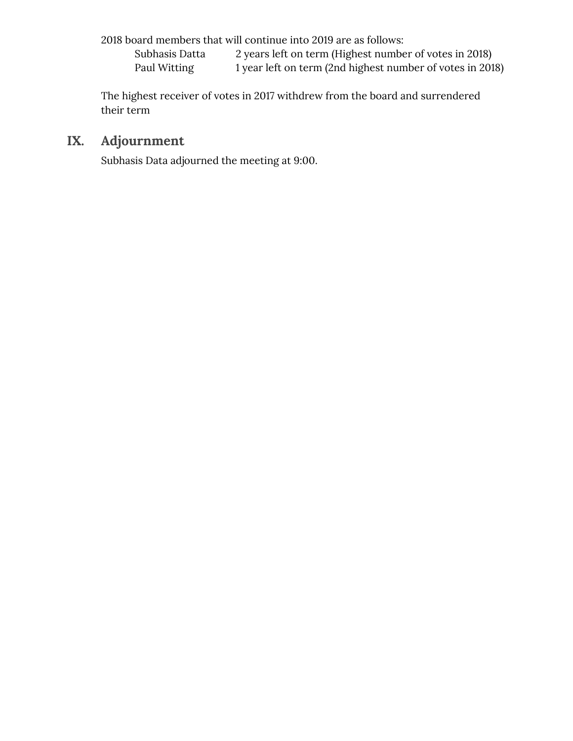2018 board members that will continue into 2019 are as follows:

| | |
|---|---|
| Subhasis Datta | 2 years left on term (Highest number of votes in 2018) |
| Paul Witting | 1 year left on term (2nd highest number of votes in 2018) |

The highest receiver of votes in 2017 withdrew from the board and surrendered their term

## IX. Adjournment

Subhasis Data adjourned the meeting at 9:00.